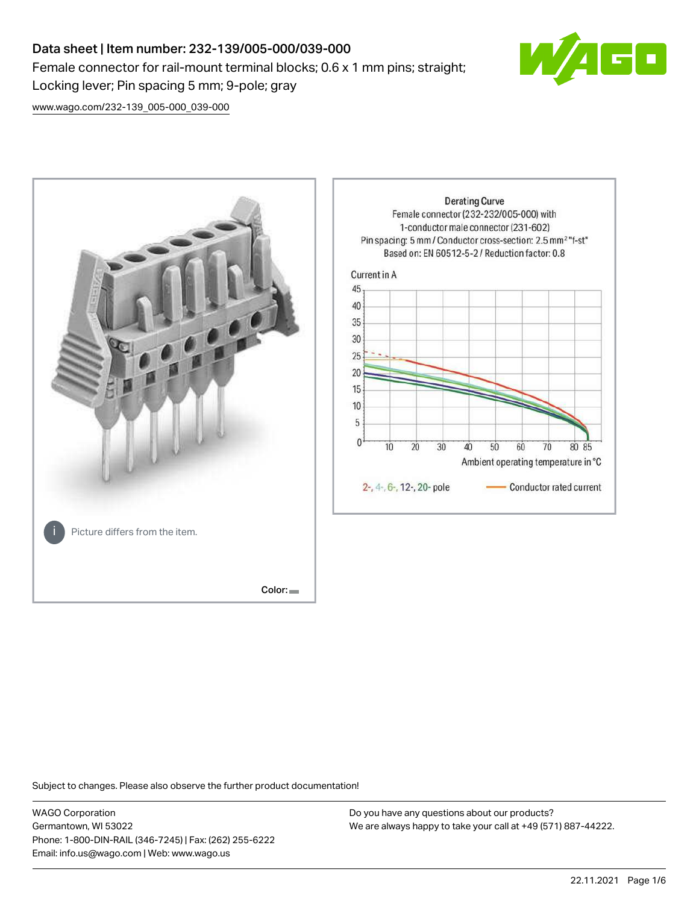# Data sheet | Item number: 232-139/005-000/039-000

Female connector for rail-mount terminal blocks; 0.6 x 1 mm pins; straight; Locking lever; Pin spacing 5 mm; 9-pole; gray

www.wago.com/232-139_005-000_039-000

Picture differs from the item.

Color:

Derating Curve
Female connector (232-232/005-000) with 1-conductor male connector (231-602)
Pin spacing: 5 mm / Conductor cross-section: 2.5 mm² "f-st"
Based on: EN 60512-5-2 / Reduction factor: 0.8

Current in A

Ambient operating temperature in °C

2-, 4-, 6-, 12-, 20- pole — Conductor rated current

Subject to changes. Please also observe the further product documentation!

WAGO Corporation
Germantown, WI 53022
Phone: 1-800-DIN-RAIL (346-7245) | Fax: (262) 255-6222
Email: info.us@wago.com | Web: www.wago.us

Do you have any questions about our products?
We are always happy to take your call at +49 (571) 887-44222.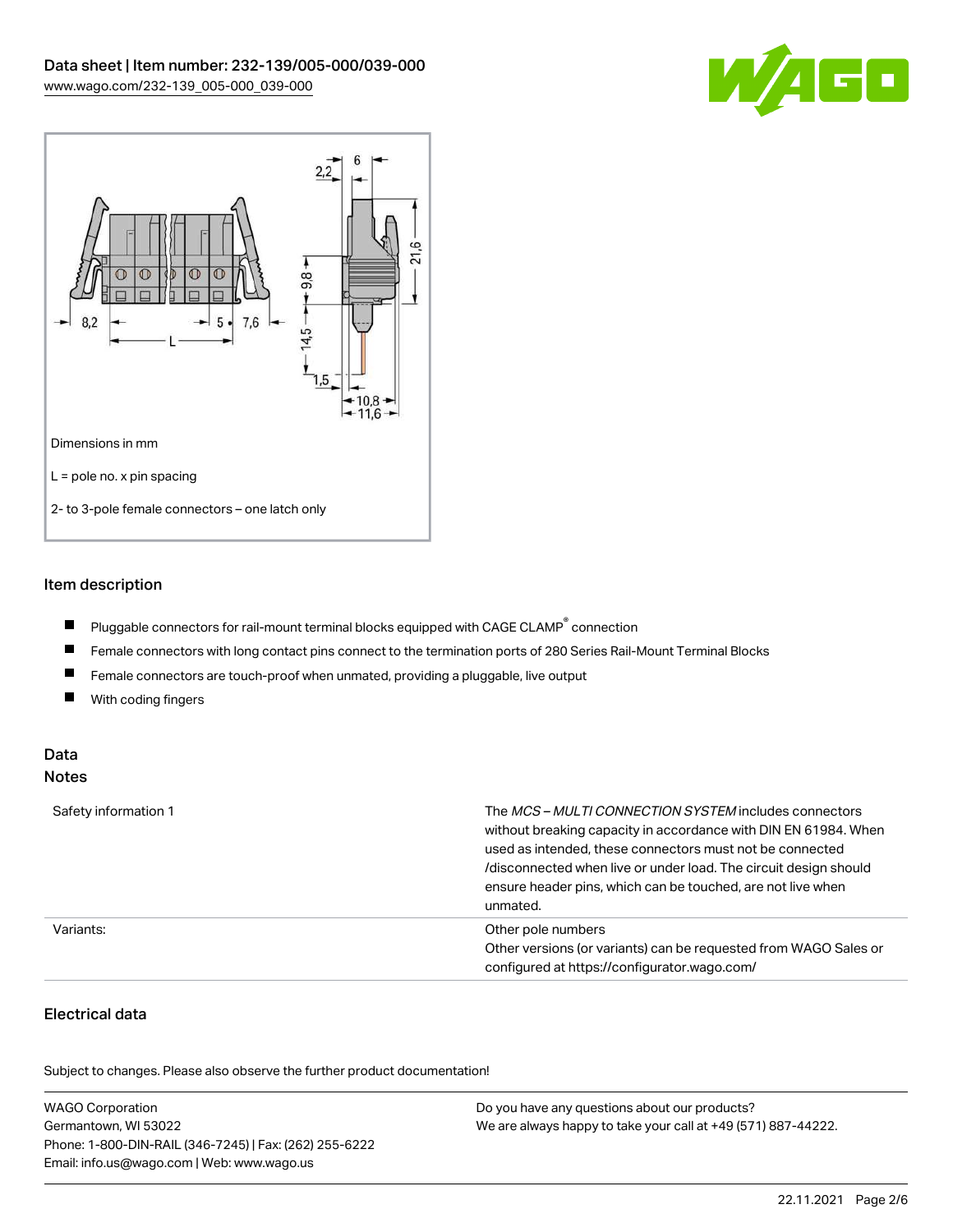Dimensions in mm

L = pole no. x pin spacing

2- to 3-pole female connectors – one latch only

## Item description

- Pluggable connectors for rail-mount terminal blocks equipped with CAGE CLAMP® connection
- Female connectors with long contact pins connect to the termination ports of 280 Series Rail-Mount Terminal Blocks
- Female connectors are touch-proof when unmated, providing a pluggable, live output
- With coding fingers

## Data
### Notes

| | |
|---|---|
| Safety information 1 | The *MCS – MULTI CONNECTION SYSTEM* includes connectors without breaking capacity in accordance with DIN EN 61984. When used as intended, these connectors must not be connected /disconnected when live or under load. The circuit design should ensure header pins, which can be touched, are not live when unmated. |
| Variants: | Other pole numbers<br>Other versions (or variants) can be requested from WAGO Sales or configured at https://configurator.wago.com/ |

### Electrical data

Subject to changes. Please also observe the further product documentation!

WAGO Corporation
Germantown, WI 53022
Phone: 1-800-DIN-RAIL (346-7245) | Fax: (262) 255-6222
Email: info.us@wago.com | Web: www.wago.us

Do you have any questions about our products?
We are always happy to take your call at +49 (571) 887-44222.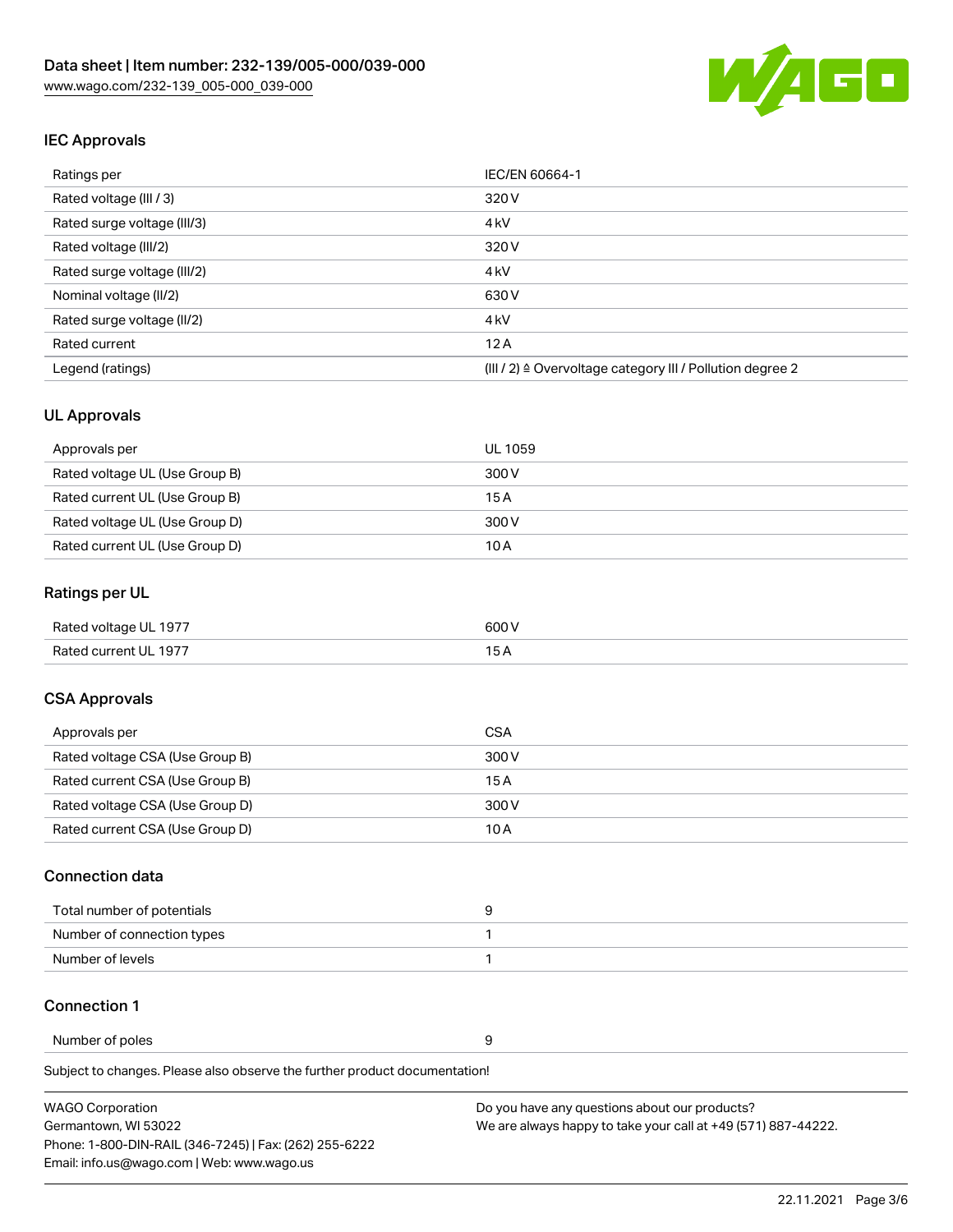## IEC Approvals

| Ratings per | IEC/EN 60664-1 |
|---|---|
| Rated voltage (III / 3) | 320 V |
| Rated surge voltage (III/3) | 4 kV |
| Rated voltage (III/2) | 320 V |
| Rated surge voltage (III/2) | 4 kV |
| Nominal voltage (II/2) | 630 V |
| Rated surge voltage (II/2) | 4 kV |
| Rated current | 12 A |
| Legend (ratings) | (III / 2) ≙ Overvoltage category III / Pollution degree 2 |

## UL Approvals

| Approvals per | UL 1059 |
|---|---|
| Rated voltage UL (Use Group B) | 300 V |
| Rated current UL (Use Group B) | 15 A |
| Rated voltage UL (Use Group D) | 300 V |
| Rated current UL (Use Group D) | 10 A |

## Ratings per UL

| Rated voltage UL 1977 | 600 V |
|---|---|
| Rated current UL 1977 | 15 A |

## CSA Approvals

| Approvals per | CSA |
|---|---|
| Rated voltage CSA (Use Group B) | 300 V |
| Rated current CSA (Use Group B) | 15 A |
| Rated voltage CSA (Use Group D) | 300 V |
| Rated current CSA (Use Group D) | 10 A |

## Connection data

| Total number of potentials | 9 |
|---|---|
| Number of connection types | 1 |
| Number of levels | 1 |

## Connection 1

| Number of poles | 9 |
|---|---|

Subject to changes. Please also observe the further product documentation!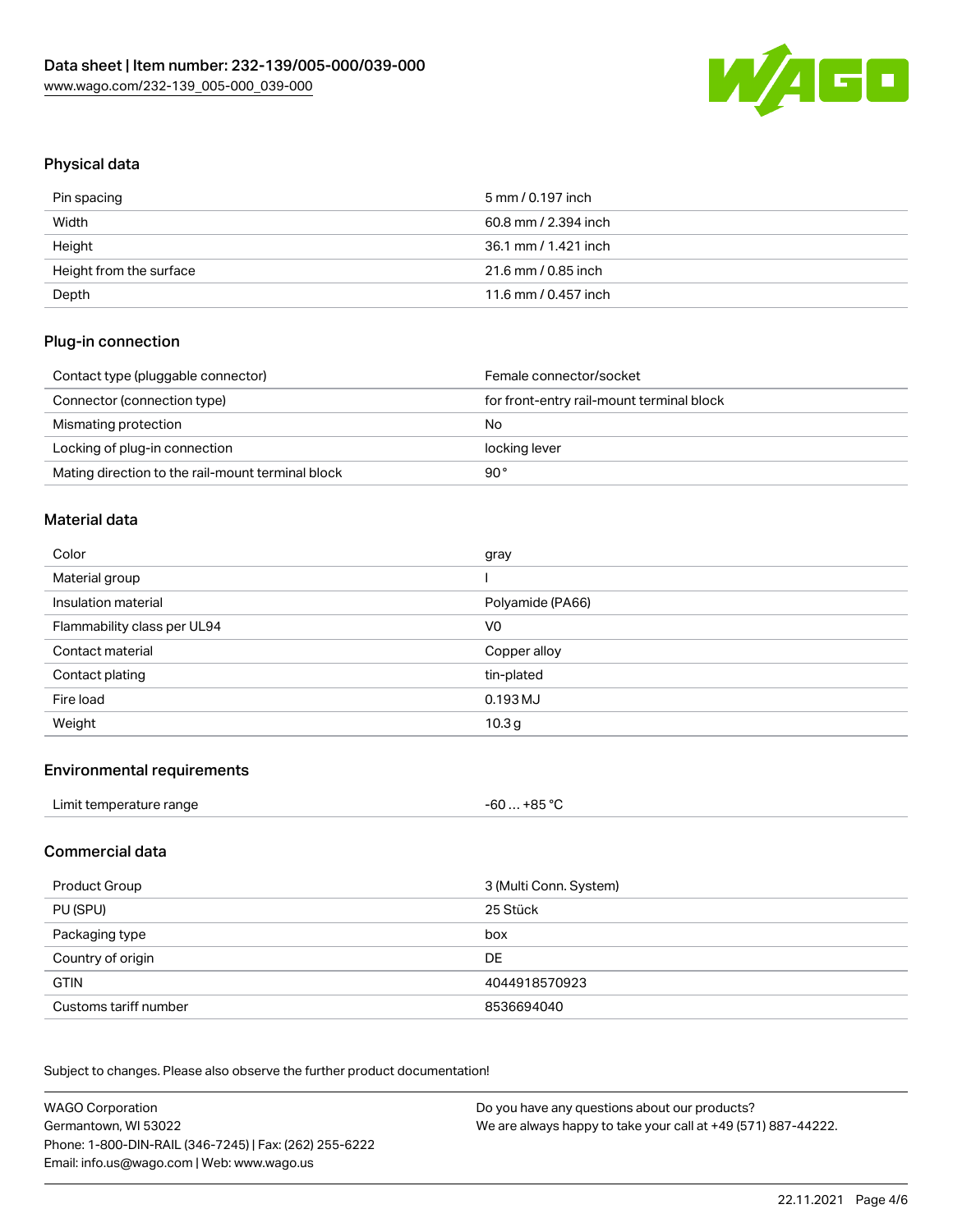## Physical data

| | |
|---|---|
| Pin spacing | 5 mm / 0.197 inch |
| Width | 60.8 mm / 2.394 inch |
| Height | 36.1 mm / 1.421 inch |
| Height from the surface | 21.6 mm / 0.85 inch |
| Depth | 11.6 mm / 0.457 inch |

## Plug-in connection

| | |
|---|---|
| Contact type (pluggable connector) | Female connector/socket |
| Connector (connection type) | for front-entry rail-mount terminal block |
| Mismating protection | No |
| Locking of plug-in connection | locking lever |
| Mating direction to the rail-mount terminal block | 90° |

## Material data

| | |
|---|---|
| Color | gray |
| Material group | I |
| Insulation material | Polyamide (PA66) |
| Flammability class per UL94 | V0 |
| Contact material | Copper alloy |
| Contact plating | tin-plated |
| Fire load | 0.193 MJ |
| Weight | 10.3 g |

## Environmental requirements

| | |
|---|---|
| Limit temperature range | -60 … +85 °C |

## Commercial data

| | |
|---|---|
| Product Group | 3 (Multi Conn. System) |
| PU (SPU) | 25 Stück |
| Packaging type | box |
| Country of origin | DE |
| GTIN | 4044918570923 |
| Customs tariff number | 8536694040 |

Subject to changes. Please also observe the further product documentation!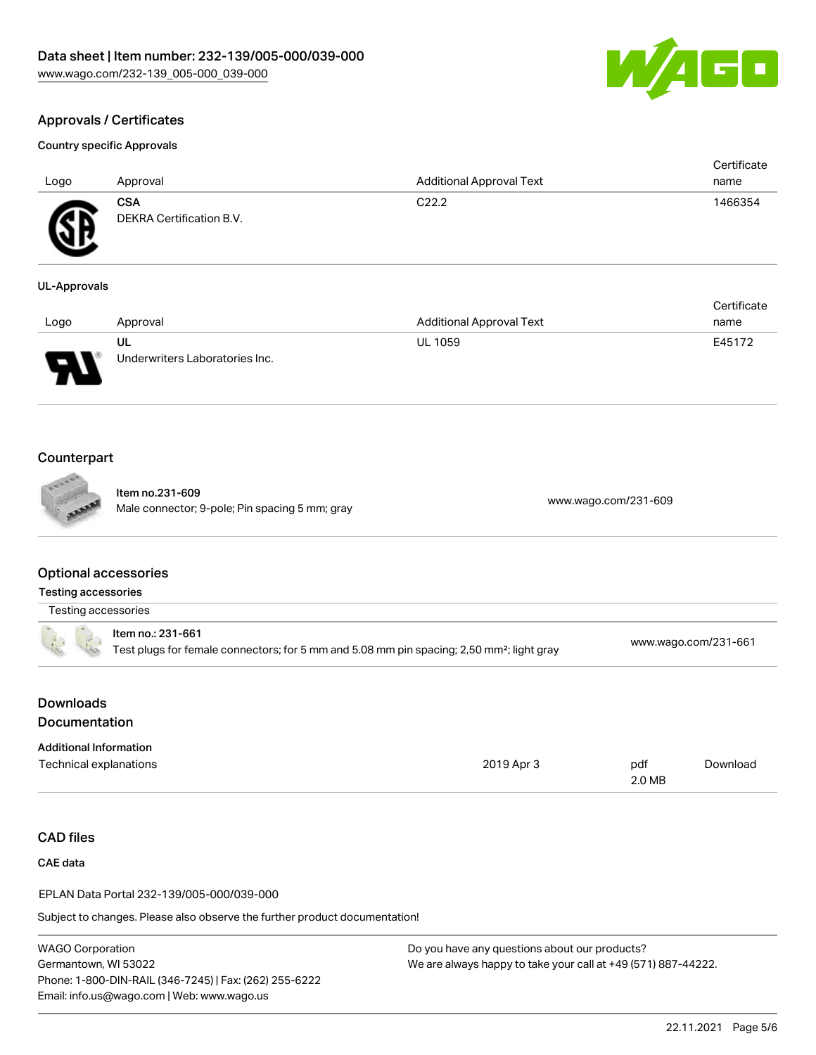## Approvals / Certificates

### Country specific Approvals

| Logo | Approval | Additional Approval Text | Certificate name |
|---|---|---|---|
| | **CSA**<br>DEKRA Certification B.V. | C22.2 | 1466354 |

### UL-Approvals

| Logo | Approval | Additional Approval Text | Certificate name |
|---|---|---|---|
| | **UL**<br>Underwriters Laboratories Inc. | UL 1059 | E45172 |

## Counterpart

| Item no.231-609<br>Male connector; 9-pole; Pin spacing 5 mm; gray | www.wago.com/231-609 |
|---|---|

## Optional accessories

### Testing accessories

| Testing accessories | |
|---|---|
| Item no.: 231-661<br>Test plugs for female connectors; for 5 mm and 5.08 mm pin spacing; 2,50 mm²; light gray | www.wago.com/231-661 |

## Downloads

## Documentation

### Additional Information

| Technical explanations | 2019 Apr 3 | pdf<br>2.0 MB | Download |
|---|---|---|---|

## CAD files

### CAE data

EPLAN Data Portal 232-139/005-000/039-000

Subject to changes. Please also observe the further product documentation!

WAGO Corporation
Germantown, WI 53022
Phone: 1-800-DIN-RAIL (346-7245) | Fax: (262) 255-6222
Email: info.us@wago.com | Web: www.wago.us

Do you have any questions about our products?
We are always happy to take your call at +49 (571) 887-44222.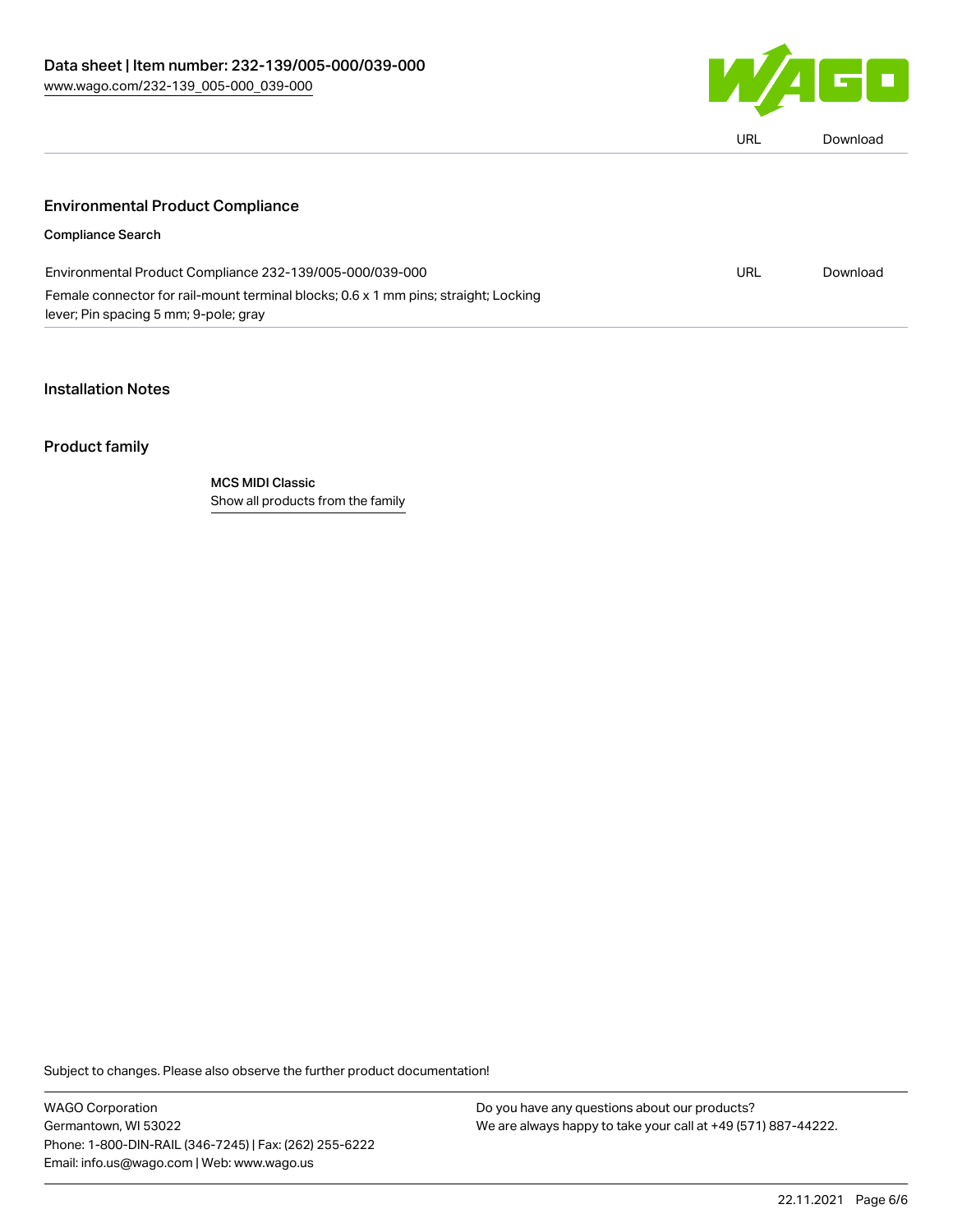URL Download

## Environmental Product Compliance

**Compliance Search**

| | | |
|---|---|---|
| Environmental Product Compliance 232-139/005-000/039-000<br>Female connector for rail-mount terminal blocks; 0.6 x 1 mm pins; straight; Locking lever; Pin spacing 5 mm; 9-pole; gray | URL | Download |

## Installation Notes

## Product family

**MCS MIDI Classic**
Show all products from the family

Subject to changes. Please also observe the further product documentation!

WAGO Corporation
Germantown, WI 53022
Phone: 1-800-DIN-RAIL (346-7245) | Fax: (262) 255-6222
Email: info.us@wago.com | Web: www.wago.us

Do you have any questions about our products?
We are always happy to take your call at +49 (571) 887-44222.